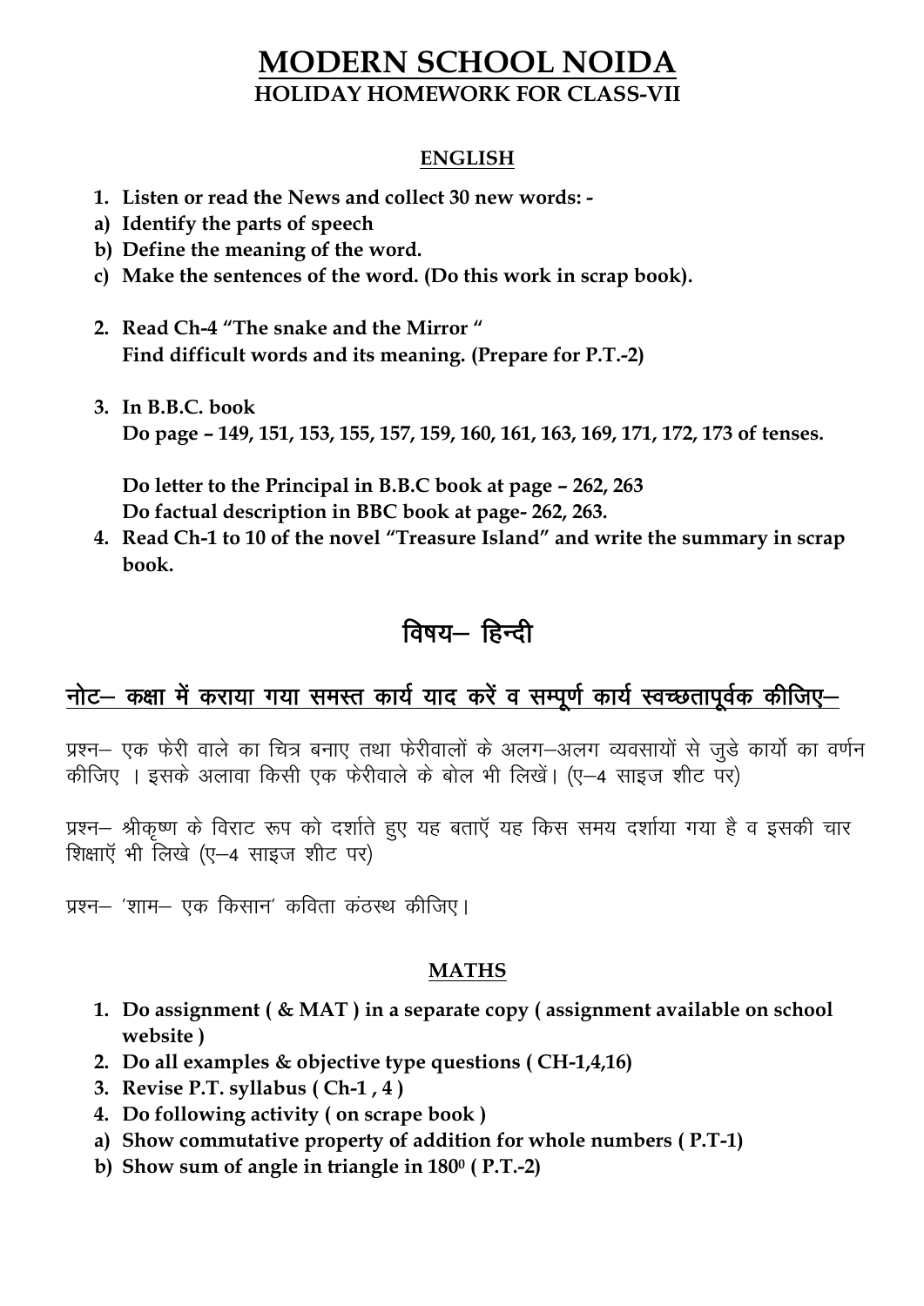# MODERN SCHOOL NOIDA

## HOLIDAY HOMEWORK FOR CLASS-VII

### ENGLISH

1. **Listen or read the News and collect 30 new words: -**
   a) **Identify the parts of speech**
   b) **Define the meaning of the word.**
   c) **Make the sentences of the word. (Do this work in scrap book).**

2. **Read Ch-4 "The snake and the Mirror "**
   **Find difficult words and its meaning. (Prepare for P.T.-2)**

3. **In B.B.C. book**
   **Do page – 149, 151, 153, 155, 157, 159, 160, 161, 163, 169, 171, 172, 173 of tenses.**

   **Do letter to the Principal in B.B.C book at page – 262, 263**
   **Do factual description in BBC book at page- 262, 263.**

4. **Read Ch-1 to 10 of the novel "Treasure Island" and write the summary in scrap book.**

### विषय– हिन्दी

**<u>नोट– कक्षा में कराया गया समस्त कार्य याद करें व सम्पूर्ण कार्य स्वच्छतापूर्वक कीजिए–</u>**

प्रश्न– एक फेरी वाले का चित्र बनाए तथा फेरीवालों के अलग–अलग व्यवसायों से जुडे कार्यो का वर्णन कीजिए । इसके अलावा किसी एक फेरीवाले के बोल भी लिखें। (ए–4 साइज शीट पर)

प्रश्न– श्रीकृष्ण के विराट रूप को दर्शाते हुए यह बताएँ यह किस समय दर्शाया गया है व इसकी चार शिक्षाएँ भी लिखे (ए–4 साइज शीट पर)

प्रश्न– 'शाम– एक किसान' कविता कंठस्थ कीजिए।

### MATHS

1. **Do assignment ( & MAT ) in a separate copy ( assignment available on school website )**
2. **Do all examples & objective type questions ( CH-1,4,16)**
3. **Revise P.T. syllabus ( Ch-1 , 4 )**
4. **Do following activity ( on scrape book )**
   a) **Show commutative property of addition for whole numbers ( P.T-1)**
   b) **Show sum of angle in triangle in $180^0$ ( P.T.-2)**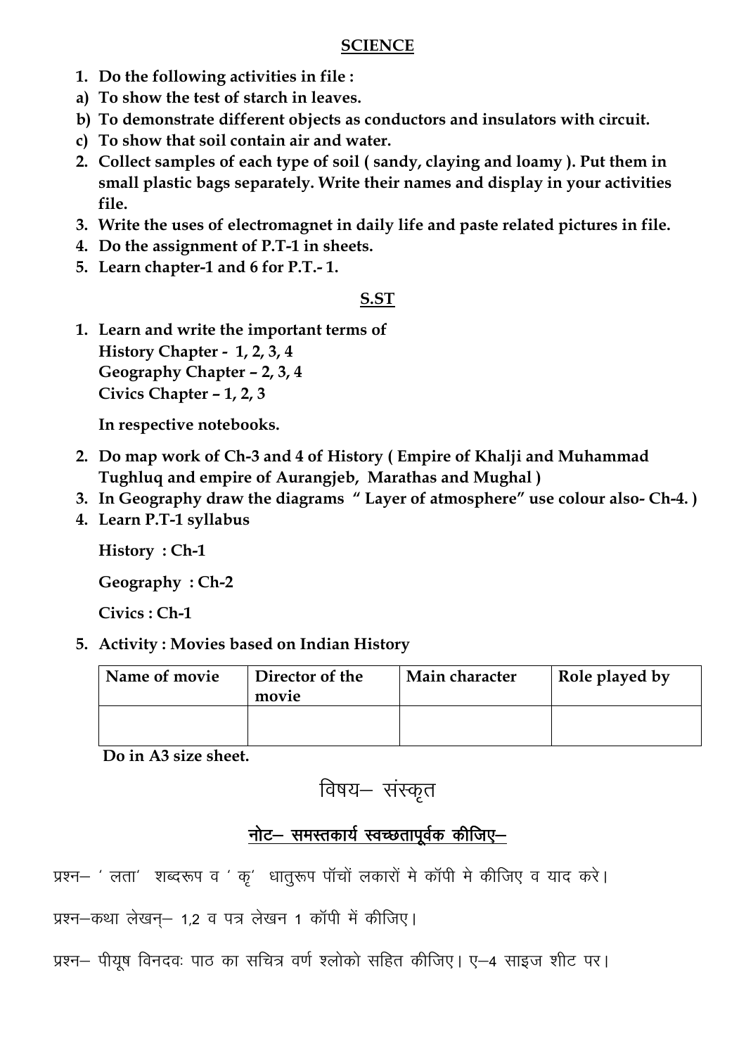## SCIENCE

1. **Do the following activities in file :**
   a) **To show the test of starch in leaves.**
   b) **To demonstrate different objects as conductors and insulators with circuit.**
   c) **To show that soil contain air and water.**
2. **Collect samples of each type of soil ( sandy, claying and loamy ). Put them in small plastic bags separately. Write their names and display in your activities file.**
3. **Write the uses of electromagnet in daily life and paste related pictures in file.**
4. **Do the assignment of P.T-1 in sheets.**
5. **Learn chapter-1 and 6 for P.T.- 1.**

## S.ST

1. **Learn and write the important terms of**
   **History Chapter - 1, 2, 3, 4**
   **Geography Chapter – 2, 3, 4**
   **Civics Chapter – 1, 2, 3**

   **In respective notebooks.**
2. **Do map work of Ch-3 and 4 of History ( Empire of Khalji and Muhammad Tughluq and empire of Aurangjeb, Marathas and Mughal )**
3. **In Geography draw the diagrams " Layer of atmosphere" use colour also- Ch-4. )**
4. **Learn P.T-1 syllabus**

   **History : Ch-1**

   **Geography : Ch-2**

   **Civics : Ch-1**
5. **Activity : Movies based on Indian History**

| Name of movie | Director of the movie | Main character | Role played by |
|---|---|---|---|
| | | | |

**Do in A3 size sheet.**

## विषय– संस्कृत

### नोट– समस्तकार्य स्वच्छतापूर्वक कीजिए–

प्रश्न– ' लता' शब्दरूप व ' कृ' धातुरूप पाँचों लकारों मे कॉपी मे कीजिए व याद करे।

प्रश्न–कथा लेखन्– 1,2 व पत्र लेखन 1 कॉपी में कीजिए।

प्रश्न– पीयूष विनदवः पाठ का सचित्र वर्ण श्लोको सहित कीजिए। ए–4 साइज शीट पर।